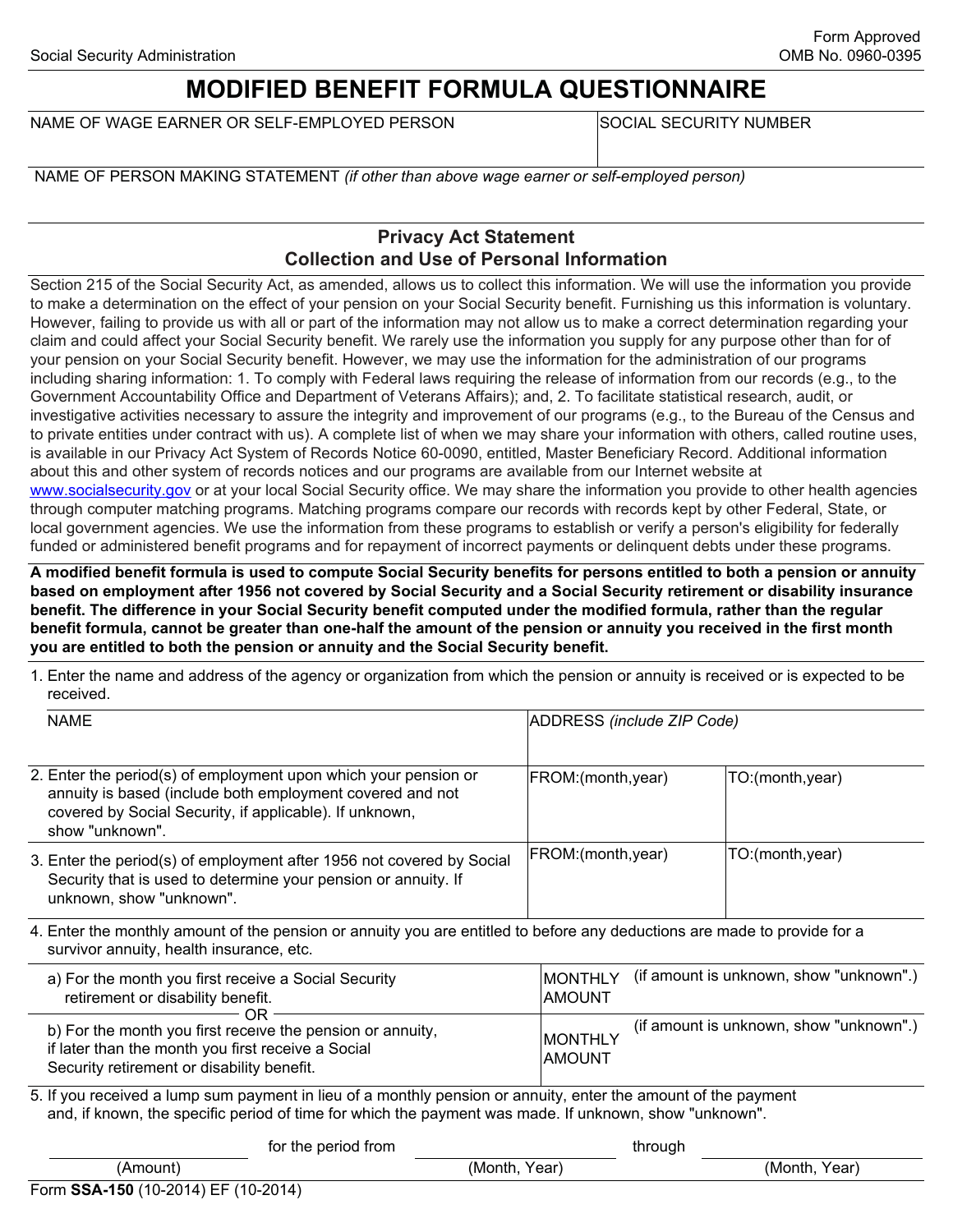Social Security Administration

Form Approved
OMB No. 0960-0395

# MODIFIED BENEFIT FORMULA QUESTIONNAIRE

| NAME OF WAGE EARNER OR SELF-EMPLOYED PERSON | SOCIAL SECURITY NUMBER |
|---|---|
| | |

NAME OF PERSON MAKING STATEMENT *(if other than above wage earner or self-employed person)*

## Privacy Act Statement
## Collection and Use of Personal Information

Section 215 of the Social Security Act, as amended, allows us to collect this information. We will use the information you provide to make a determination on the effect of your pension on your Social Security benefit. Furnishing us this information is voluntary. However, failing to provide us with all or part of the information may not allow us to make a correct determination regarding your claim and could affect your Social Security benefit. We rarely use the information you supply for any purpose other than for of your pension on your Social Security benefit. However, we may use the information for the administration of our programs including sharing information: 1. To comply with Federal laws requiring the release of information from our records (e.g., to the Government Accountability Office and Department of Veterans Affairs); and, 2. To facilitate statistical research, audit, or investigative activities necessary to assure the integrity and improvement of our programs (e.g., to the Bureau of the Census and to private entities under contract with us). A complete list of when we may share your information with others, called routine uses, is available in our Privacy Act System of Records Notice 60-0090, entitled, Master Beneficiary Record. Additional information about this and other system of records notices and our programs are available from our Internet website at www.socialsecurity.gov or at your local Social Security office. We may share the information you provide to other health agencies through computer matching programs. Matching programs compare our records with records kept by other Federal, State, or local government agencies. We use the information from these programs to establish or verify a person's eligibility for federally funded or administered benefit programs and for repayment of incorrect payments or delinquent debts under these programs.

**A modified benefit formula is used to compute Social Security benefits for persons entitled to both a pension or annuity based on employment after 1956 not covered by Social Security and a Social Security retirement or disability insurance benefit. The difference in your Social Security benefit computed under the modified formula, rather than the regular benefit formula, cannot be greater than one-half the amount of the pension or annuity you received in the first month you are entitled to both the pension or annuity and the Social Security benefit.**

1. Enter the name and address of the agency or organization from which the pension or annuity is received or is expected to be received.

| NAME | ADDRESS *(include ZIP Code)* | |
|---|---|---|
| | | |
| 2. Enter the period(s) of employment upon which your pension or annuity is based (include both employment covered and not covered by Social Security, if applicable). If unknown, show "unknown". | FROM:(month,year) | TO:(month,year) |
| 3. Enter the period(s) of employment after 1956 not covered by Social Security that is used to determine your pension or annuity. If unknown, show "unknown". | FROM:(month,year) | TO:(month,year) |

4. Enter the monthly amount of the pension or annuity you are entitled to before any deductions are made to provide for a survivor annuity, health insurance, etc.

| | |
|---|---|
| a) For the month you first receive a Social Security retirement or disability benefit. | MONTHLY AMOUNT (if amount is unknown, show "unknown".) |
| — OR — | |
| b) For the month you first receive the pension or annuity, if later than the month you first receive a Social Security retirement or disability benefit. | MONTHLY AMOUNT (if amount is unknown, show "unknown".) |

5. If you received a lump sum payment in lieu of a monthly pension or annuity, enter the amount of the payment and, if known, the specific period of time for which the payment was made. If unknown, show "unknown".

\_\_\_\_\_\_\_\_\_\_ for the period from \_\_\_\_\_\_\_\_\_\_ through \_\_\_\_\_\_\_\_\_\_

(Amount) (Month, Year) (Month, Year)

Form **SSA-150** (10-2014) EF (10-2014)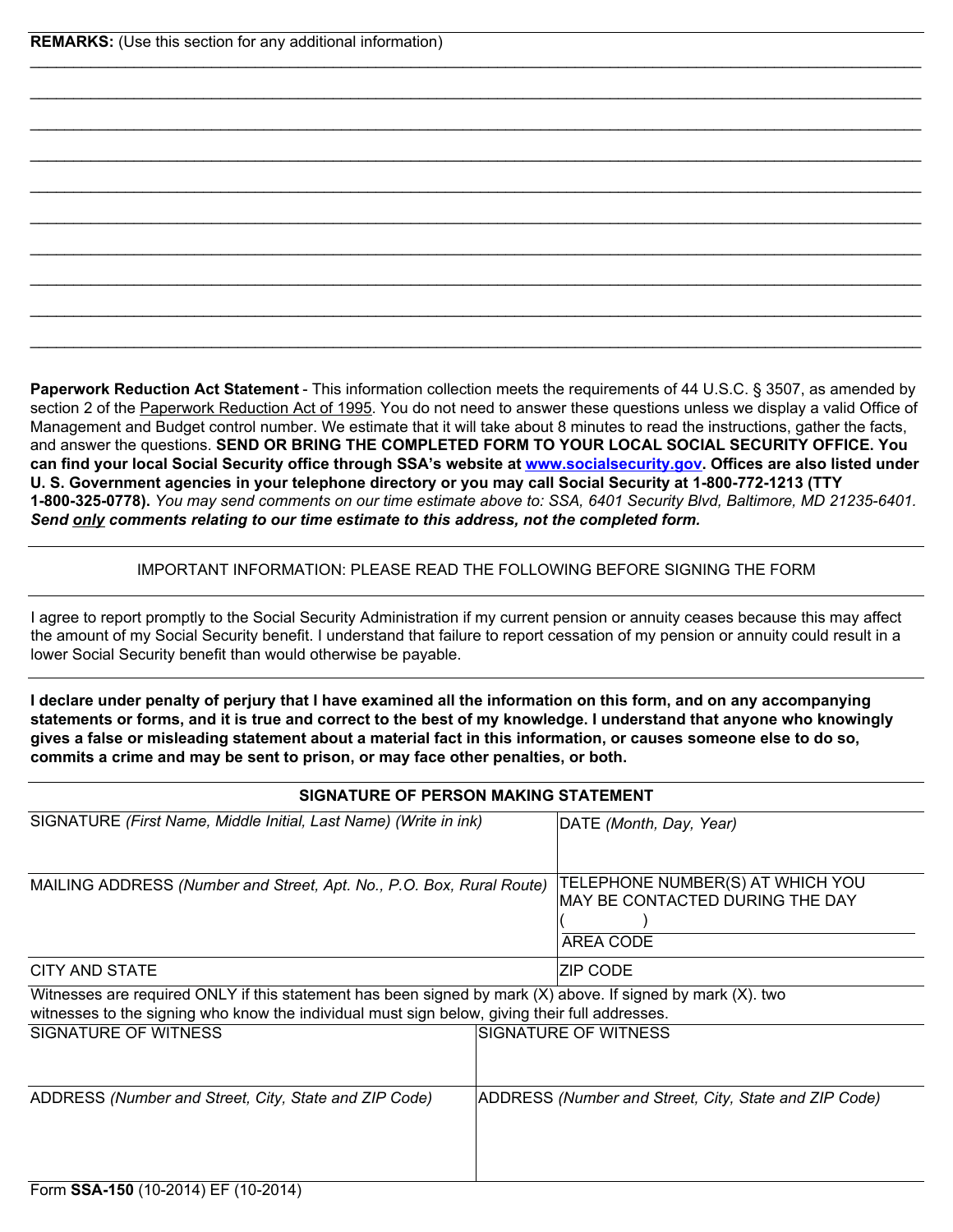**REMARKS:** (Use this section for any additional information)

____________________________________________________________________________________________________

____________________________________________________________________________________________________

____________________________________________________________________________________________________

____________________________________________________________________________________________________

____________________________________________________________________________________________________

____________________________________________________________________________________________________

____________________________________________________________________________________________________

____________________________________________________________________________________________________

____________________________________________________________________________________________________

____________________________________________________________________________________________________

**Paperwork Reduction Act Statement** - This information collection meets the requirements of 44 U.S.C. § 3507, as amended by section 2 of the Paperwork Reduction Act of 1995. You do not need to answer these questions unless we display a valid Office of Management and Budget control number. We estimate that it will take about 8 minutes to read the instructions, gather the facts, and answer the questions. **SEND OR BRING THE COMPLETED FORM TO YOUR LOCAL SOCIAL SECURITY OFFICE. You can find your local Social Security office through SSA's website at www.socialsecurity.gov. Offices are also listed under U. S. Government agencies in your telephone directory or you may call Social Security at 1-800-772-1213 (TTY 1-800-325-0778).** *You may send comments on our time estimate above to: SSA, 6401 Security Blvd, Baltimore, MD 21235-6401.* ***Send only comments relating to our time estimate to this address, not the completed form.***

IMPORTANT INFORMATION: PLEASE READ THE FOLLOWING BEFORE SIGNING THE FORM

I agree to report promptly to the Social Security Administration if my current pension or annuity ceases because this may affect the amount of my Social Security benefit. I understand that failure to report cessation of my pension or annuity could result in a lower Social Security benefit than would otherwise be payable.

**I declare under penalty of perjury that I have examined all the information on this form, and on any accompanying statements or forms, and it is true and correct to the best of my knowledge. I understand that anyone who knowingly gives a false or misleading statement about a material fact in this information, or causes someone else to do so, commits a crime and may be sent to prison, or may face other penalties, or both.**

**SIGNATURE OF PERSON MAKING STATEMENT**

| | |
|---|---|
| SIGNATURE *(First Name, Middle Initial, Last Name) (Write in ink)* | DATE *(Month, Day, Year)* |
| MAILING ADDRESS *(Number and Street, Apt. No., P.O. Box, Rural Route)* | TELEPHONE NUMBER(S) AT WHICH YOU MAY BE CONTACTED DURING THE DAY<br>( )<br>AREA CODE |
| CITY AND STATE | ZIP CODE |

Witnesses are required ONLY if this statement has been signed by mark (X) above. If signed by mark (X). two witnesses to the signing who know the individual must sign below, giving their full addresses.

| | |
|---|---|
| SIGNATURE OF WITNESS | SIGNATURE OF WITNESS |
| ADDRESS *(Number and Street, City, State and ZIP Code)* | ADDRESS *(Number and Street, City, State and ZIP Code)* |

Form **SSA-150** (10-2014) EF (10-2014)